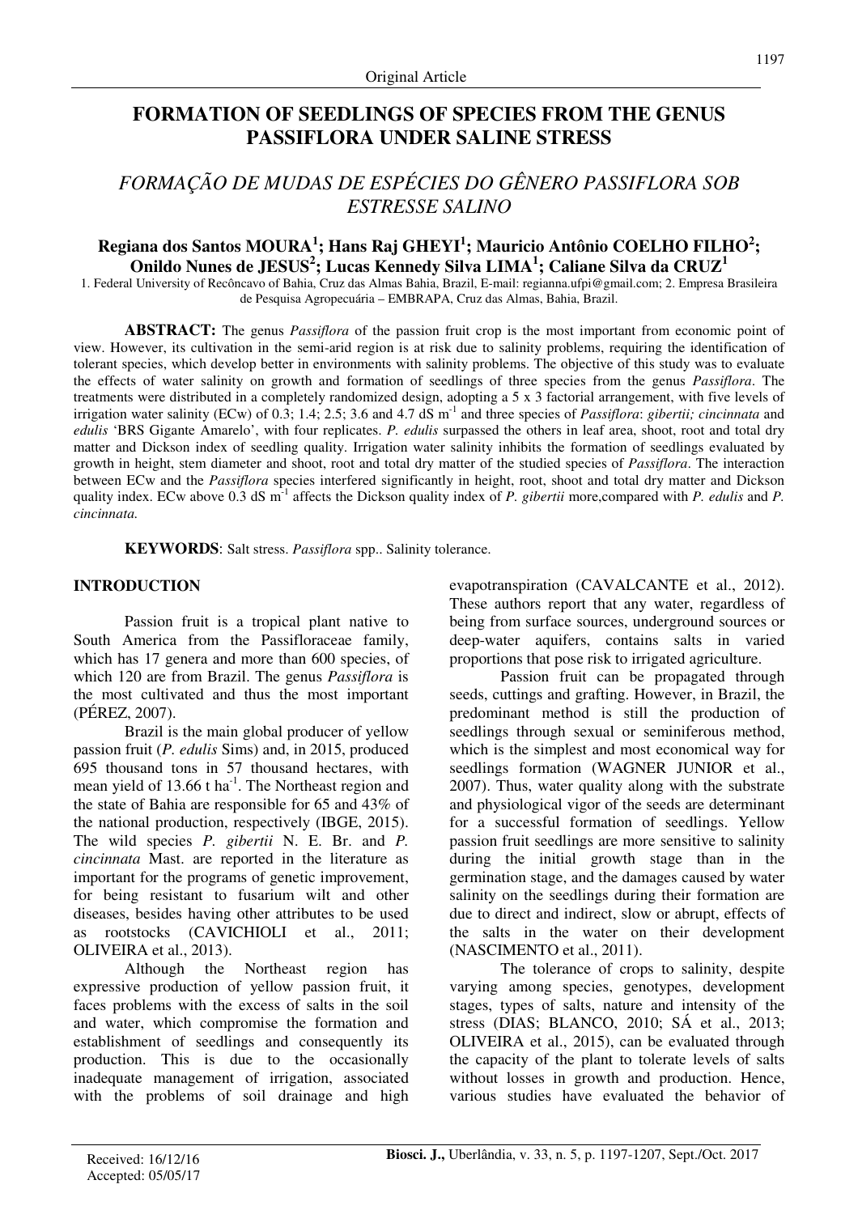Original Article

# FORMATION OF SEEDLINGS OF SPECIES FROM THE GENUS PASSIFLORA UNDER SALINE STRESS

## *FORMAÇÃO DE MUDAS DE ESPÉCIES DO GÊNERO PASSIFLORA SOB ESTRESSE SALINO*

**Regiana dos Santos MOURA[1]; Hans Raj GHEYI[1]; Mauricio Antônio COELHO FILHO[2]; Onildo Nunes de JESUS[2]; Lucas Kennedy Silva LIMA[1]; Caliane Silva da CRUZ[1]**

1. Federal University of Recôncavo of Bahia, Cruz das Almas Bahia, Brazil, E-mail: regianna.ufpi@gmail.com; 2. Empresa Brasileira de Pesquisa Agropecuária – EMBRAPA, Cruz das Almas, Bahia, Brazil.

**ABSTRACT:** The genus *Passiflora* of the passion fruit crop is the most important from economic point of view. However, its cultivation in the semi-arid region is at risk due to salinity problems, requiring the identification of tolerant species, which develop better in environments with salinity problems. The objective of this study was to evaluate the effects of water salinity on growth and formation of seedlings of three species from the genus *Passiflora*. The treatments were distributed in a completely randomized design, adopting a 5 x 3 factorial arrangement, with five levels of irrigation water salinity (ECw) of 0.3; 1.4; 2.5; 3.6 and 4.7 dS $m^{-1}$ and three species of *Passiflora*: *gibertii; cincinnata* and *edulis* 'BRS Gigante Amarelo', with four replicates. *P. edulis* surpassed the others in leaf area, shoot, root and total dry matter and Dickson index of seedling quality. Irrigation water salinity inhibits the formation of seedlings evaluated by growth in height, stem diameter and shoot, root and total dry matter of the studied species of *Passiflora*. The interaction between ECw and the *Passiflora* species interfered significantly in height, root, shoot and total dry matter and Dickson quality index. ECw above 0.3 dS $m^{-1}$ affects the Dickson quality index of *P. gibertii* more,compared with *P. edulis* and *P. cincinnata.*

**KEYWORDS**: Salt stress. *Passiflora* spp.. Salinity tolerance.

## INTRODUCTION

Passion fruit is a tropical plant native to South America from the Passifloraceae family, which has 17 genera and more than 600 species, of which 120 are from Brazil. The genus *Passiflora* is the most cultivated and thus the most important (PÉREZ, 2007).

Brazil is the main global producer of yellow passion fruit (*P. edulis* Sims) and, in 2015, produced 695 thousand tons in 57 thousand hectares, with mean yield of 13.66 t $ha^{-1}$. The Northeast region and the state of Bahia are responsible for 65 and 43% of the national production, respectively (IBGE, 2015). The wild species *P. gibertii* N. E. Br. and *P. cincinnata* Mast. are reported in the literature as important for the programs of genetic improvement, for being resistant to fusarium wilt and other diseases, besides having other attributes to be used as rootstocks (CAVICHIOLI et al., 2011; OLIVEIRA et al., 2013).

Although the Northeast region has expressive production of yellow passion fruit, it faces problems with the excess of salts in the soil and water, which compromise the formation and establishment of seedlings and consequently its production. This is due to the occasionally inadequate management of irrigation, associated with the problems of soil drainage and high evapotranspiration (CAVALCANTE et al., 2012). These authors report that any water, regardless of being from surface sources, underground sources or deep-water aquifers, contains salts in varied proportions that pose risk to irrigated agriculture.

Passion fruit can be propagated through seeds, cuttings and grafting. However, in Brazil, the predominant method is still the production of seedlings through sexual or seminiferous method, which is the simplest and most economical way for seedlings formation (WAGNER JUNIOR et al., 2007). Thus, water quality along with the substrate and physiological vigor of the seeds are determinant for a successful formation of seedlings. Yellow passion fruit seedlings are more sensitive to salinity during the initial growth stage than in the germination stage, and the damages caused by water salinity on the seedlings during their formation are due to direct and indirect, slow or abrupt, effects of the salts in the water on their development (NASCIMENTO et al., 2011).

The tolerance of crops to salinity, despite varying among species, genotypes, development stages, types of salts, nature and intensity of the stress (DIAS; BLANCO, 2010; SÁ et al., 2013; OLIVEIRA et al., 2015), can be evaluated through the capacity of the plant to tolerate levels of salts without losses in growth and production. Hence, various studies have evaluated the behavior of

Received: 16/12/16
Accepted: 05/05/17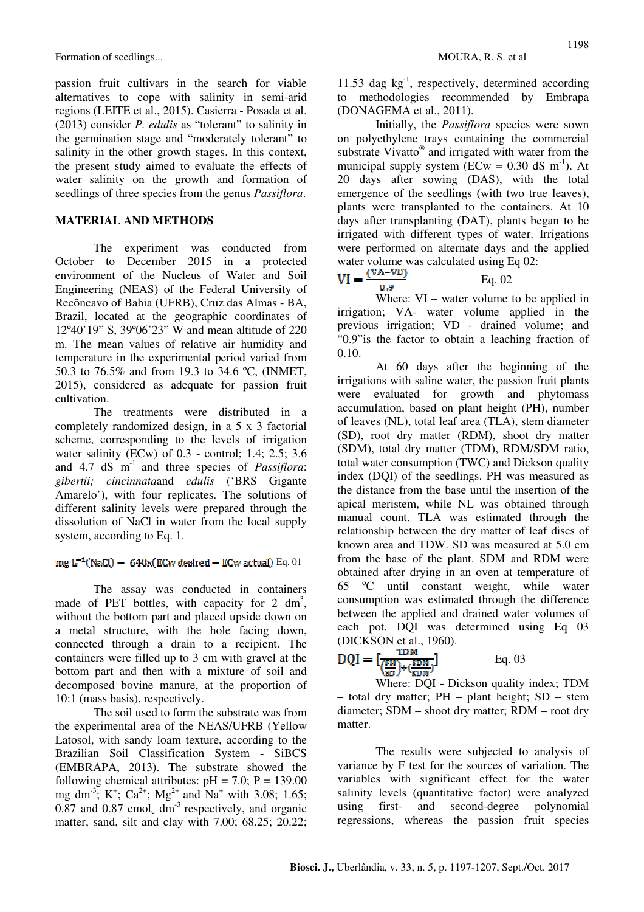passion fruit cultivars in the search for viable alternatives to cope with salinity in semi-arid regions (LEITE et al., 2015). Casierra - Posada et al. (2013) consider *P. edulis* as "tolerant" to salinity in the germination stage and "moderately tolerant" to salinity in the other growth stages. In this context, the present study aimed to evaluate the effects of water salinity on the growth and formation of seedlings of three species from the genus *Passiflora*.

## MATERIAL AND METHODS

The experiment was conducted from October to December 2015 in a protected environment of the Nucleus of Water and Soil Engineering (NEAS) of the Federal University of Recôncavo of Bahia (UFRB), Cruz das Almas - BA, Brazil, located at the geographic coordinates of 12º40'19" S, 39º06'23" W and mean altitude of 220 m. The mean values of relative air humidity and temperature in the experimental period varied from 50.3 to 76.5% and from 19.3 to 34.6 ºC, (INMET, 2015), considered as adequate for passion fruit cultivation.

The treatments were distributed in a completely randomized design, in a 5 x 3 factorial scheme, corresponding to the levels of irrigation water salinity (ECw) of 0.3 - control; 1.4; 2.5; 3.6 and 4.7 dS $m^{-1}$ and three species of *Passiflora*: *gibertii; cincinnata*and *edulis* ('BRS Gigante Amarelo'), with four replicates. The solutions of different salinity levels were prepared through the dissolution of NaCl in water from the local supply system, according to Eq. 1.

$$mg\ L^{-1}(NaCl) = 640x(ECw\ desired - ECw\ actual) \quad \text{Eq. 01}$$

The assay was conducted in containers made of PET bottles, with capacity for 2 $dm^3$, without the bottom part and placed upside down on a metal structure, with the hole facing down, connected through a drain to a recipient. The containers were filled up to 3 cm with gravel at the bottom part and then with a mixture of soil and decomposed bovine manure, at the proportion of 10:1 (mass basis), respectively.

The soil used to form the substrate was from the experimental area of the NEAS/UFRB (Yellow Latosol, with sandy loam texture, according to the Brazilian Soil Classification System - SiBCS (EMBRAPA, 2013). The substrate showed the following chemical attributes: pH = 7.0; P = 139.00 mg $dm^{-3}$; $K^+$; $Ca^{2+}$; $Mg^{2+}$ and $Na^+$ with 3.08; 1.65; 0.87 and 0.87 $cmol_c$ $dm^{-3}$ respectively, and organic matter, sand, silt and clay with 7.00; 68.25; 20.22; 11.53 dag $kg^{-1}$, respectively, determined according to methodologies recommended by Embrapa (DONAGEMA et al., 2011).

Initially, the *Passiflora* species were sown on polyethylene trays containing the commercial substrate Vivatto® and irrigated with water from the municipal supply system (ECw = 0.30 dS $m^{-1}$). At 20 days after sowing (DAS), with the total emergence of the seedlings (with two true leaves), plants were transplanted to the containers. At 10 days after transplanting (DAT), plants began to be irrigated with different types of water. Irrigations were performed on alternate days and the applied water volume was calculated using Eq 02:

$$VI = \frac{(VA - VD)}{0.9} \quad \text{Eq. 02}$$

Where: VI – water volume to be applied in irrigation; VA- water volume applied in the previous irrigation; VD - drained volume; and "0.9"is the factor to obtain a leaching fraction of 0.10.

At 60 days after the beginning of the irrigations with saline water, the passion fruit plants were evaluated for growth and phytomass accumulation, based on plant height (PH), number of leaves (NL), total leaf area (TLA), stem diameter (SD), root dry matter (RDM), shoot dry matter (SDM), total dry matter (TDM), RDM/SDM ratio, total water consumption (TWC) and Dickson quality index (DQI) of the seedlings. PH was measured as the distance from the base until the insertion of the apical meristem, while NL was obtained through manual count. TLA was estimated through the relationship between the dry matter of leaf discs of known area and TDW. SD was measured at 5.0 cm from the base of the plant. SDM and RDM were obtained after drying in an oven at temperature of 65 ºC until constant weight, while water consumption was estimated through the difference between the applied and drained water volumes of each pot. DQI was determined using Eq 03 (DICKSON et al., 1960).

$$DQI = \left[\frac{TDM}{\left(\frac{PH}{SD}\right) + \left(\frac{SDM}{RDM}\right)}\right] \quad \text{Eq. 03}$$

Where: DQI - Dickson quality index; TDM – total dry matter; PH – plant height; SD – stem diameter; SDM – shoot dry matter; RDM – root dry matter.

The results were subjected to analysis of variance by F test for the sources of variation. The variables with significant effect for the water salinity levels (quantitative factor) were analyzed using first- and second-degree polynomial regressions, whereas the passion fruit species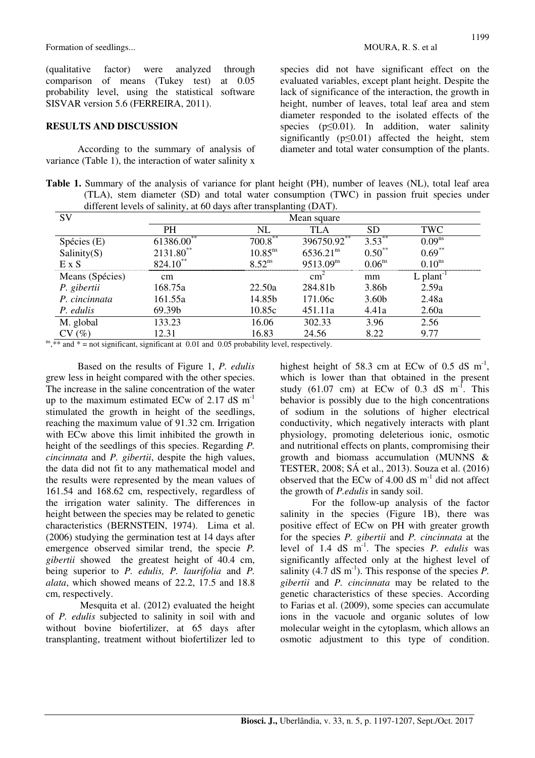(qualitative factor) were analyzed through comparison of means (Tukey test) at 0.05 probability level, using the statistical software SISVAR version 5.6 (FERREIRA, 2011).

## RESULTS AND DISCUSSION

According to the summary of analysis of variance (Table 1), the interaction of water salinity x species did not have significant effect on the evaluated variables, except plant height. Despite the lack of significance of the interaction, the growth in height, number of leaves, total leaf area and stem diameter responded to the isolated effects of the species ($p \leq 0.01$). In addition, water salinity significantly ($p \leq 0.01$) affected the height, stem diameter and total water consumption of the plants.

**Table 1.** Summary of the analysis of variance for plant height (PH), number of leaves (NL), total leaf area (TLA), stem diameter (SD) and total water consumption (TWC) in passion fruit species under different levels of salinity, at 60 days after transplanting (DAT).

| SV | Mean square | | | | |
|---|---|---|---|---|---|
| | PH | NL | TLA | SD | TWC |
| Spécies (E) | 61386.00$^{**}$ | 700.8$^{**}$ | 396750.92$^{**}$ | 3.53$^{**}$ | 0.09$^{ns}$ |
| Salinity(S) | 2131.80$^{**}$ | 10.85$^{ns}$ | 6536.21$^{ns}$ | 0.50$^{**}$ | 0.69$^{**}$ |
| E x S | 824.10$^{**}$ | 8.52$^{ns}$ | 9513.09$^{ns}$ | 0.06$^{ns}$ | 0.10$^{ns}$ |
| Means (Spécies) | cm | | $cm^2$ | mm | L $plant^{-1}$ |
| *P. gibertii* | 168.75a | 22.50a | 284.81b | 3.86b | 2.59a |
| *P. cincinnata* | 161.55a | 14.85b | 171.06c | 3.60b | 2.48a |
| *P. edulis* | 69.39b | 10.85c | 451.11a | 4.41a | 2.60a |
| M. global | 133.23 | 16.06 | 302.33 | 3.96 | 2.56 |
| CV (%) | 12.31 | 16.83 | 24.56 | 8.22 | 9.77 |

$^{ns}$,$^{**}$ and $^{*}$ = not significant, significant at 0.01 and 0.05 probability level, respectively.

Based on the results of Figure 1, *P. edulis* grew less in height compared with the other species. The increase in the saline concentration of the water up to the maximum estimated ECw of 2.17 dS $m^{-1}$ stimulated the growth in height of the seedlings, reaching the maximum value of 91.32 cm. Irrigation with ECw above this limit inhibited the growth in height of the seedlings of this species. Regarding *P. cincinnata* and *P. gibertii*, despite the high values, the data did not fit to any mathematical model and the results were represented by the mean values of 161.54 and 168.62 cm, respectively, regardless of the irrigation water salinity. The differences in height between the species may be related to genetic characteristics (BERNSTEIN, 1974). Lima et al. (2006) studying the germination test at 14 days after emergence observed similar trend, the specie *P. gibertii* showed the greatest height of 40.4 cm, being superior to *P. edulis, P. laurifolia* and *P. alata*, which showed means of 22.2, 17.5 and 18.8 cm, respectively.

Mesquita et al. (2012) evaluated the height of *P. edulis* subjected to salinity in soil with and without bovine biofertilizer, at 65 days after transplanting, treatment without biofertilizer led to highest height of 58.3 cm at ECw of 0.5 dS $m^{-1}$, which is lower than that obtained in the present study (61.07 cm) at ECw of 0.3 dS $m^{-1}$. This behavior is possibly due to the high concentrations of sodium in the solutions of higher electrical conductivity, which negatively interacts with plant physiology, promoting deleterious ionic, osmotic and nutritional effects on plants, compromising their growth and biomass accumulation (MUNNS & TESTER, 2008; SÁ et al., 2013). Souza et al. (2016) observed that the ECw of 4.00 dS $m^{-1}$ did not affect the growth of *P.edulis* in sandy soil.

For the follow-up analysis of the factor salinity in the species (Figure 1B), there was positive effect of ECw on PH with greater growth for the species *P. gibertii* and *P. cincinnata* at the level of 1.4 dS $m^{-1}$. The species *P. edulis* was significantly affected only at the highest level of salinity (4.7 dS $m^{-1}$). This response of the species *P. gibertii* and *P. cincinnata* may be related to the genetic characteristics of these species. According to Farias et al. (2009), some species can accumulate ions in the vacuole and organic solutes of low molecular weight in the cytoplasm, which allows an osmotic adjustment to this type of condition.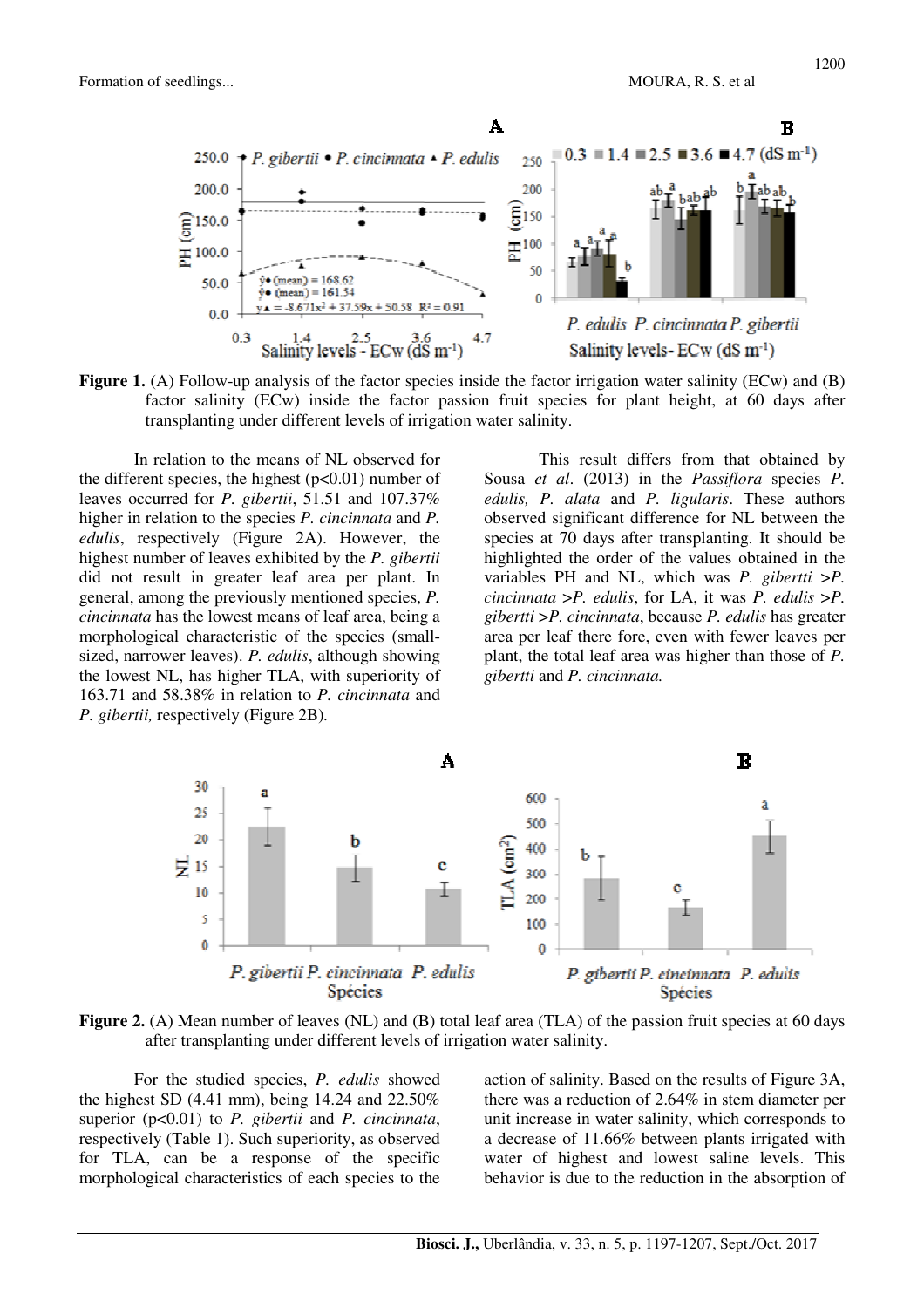**Figure 1.** (A) Follow-up analysis of the factor species inside the factor irrigation water salinity (ECw) and (B) factor salinity (ECw) inside the factor passion fruit species for plant height, at 60 days after transplanting under different levels of irrigation water salinity.

In relation to the means of NL observed for the different species, the highest (p<0.01) number of leaves occurred for *P. gibertii*, 51.51 and 107.37% higher in relation to the species *P. cincinnata* and *P. edulis*, respectively (Figure 2A). However, the highest number of leaves exhibited by the *P. gibertii* did not result in greater leaf area per plant. In general, among the previously mentioned species, *P. cincinnata* has the lowest means of leaf area, being a morphological characteristic of the species (small-sized, narrower leaves). *P. edulis*, although showing the lowest NL, has higher TLA, with superiority of 163.71 and 58.38% in relation to *P. cincinnata* and *P. gibertii,* respectively (Figure 2B).

This result differs from that obtained by Sousa *et al*. (2013) in the *Passiflora* species *P. edulis, P. alata* and *P. ligularis*. These authors observed significant difference for NL between the species at 70 days after transplanting. It should be highlighted the order of the values obtained in the variables PH and NL, which was *P. gibertti >P. cincinnata >P. edulis*, for LA, it was *P. edulis >P. gibertti >P. cincinnata*, because *P. edulis* has greater area per leaf there fore, even with fewer leaves per plant, the total leaf area was higher than those of *P. gibertti* and *P. cincinnata.*

**Figure 2.** (A) Mean number of leaves (NL) and (B) total leaf area (TLA) of the passion fruit species at 60 days after transplanting under different levels of irrigation water salinity.

For the studied species, *P. edulis* showed the highest SD (4.41 mm), being 14.24 and 22.50% superior (p<0.01) to *P. gibertii* and *P. cincinnata*, respectively (Table 1). Such superiority, as observed for TLA, can be a response of the specific morphological characteristics of each species to the action of salinity. Based on the results of Figure 3A, there was a reduction of 2.64% in stem diameter per unit increase in water salinity, which corresponds to a decrease of 11.66% between plants irrigated with water of highest and lowest saline levels. This behavior is due to the reduction in the absorption of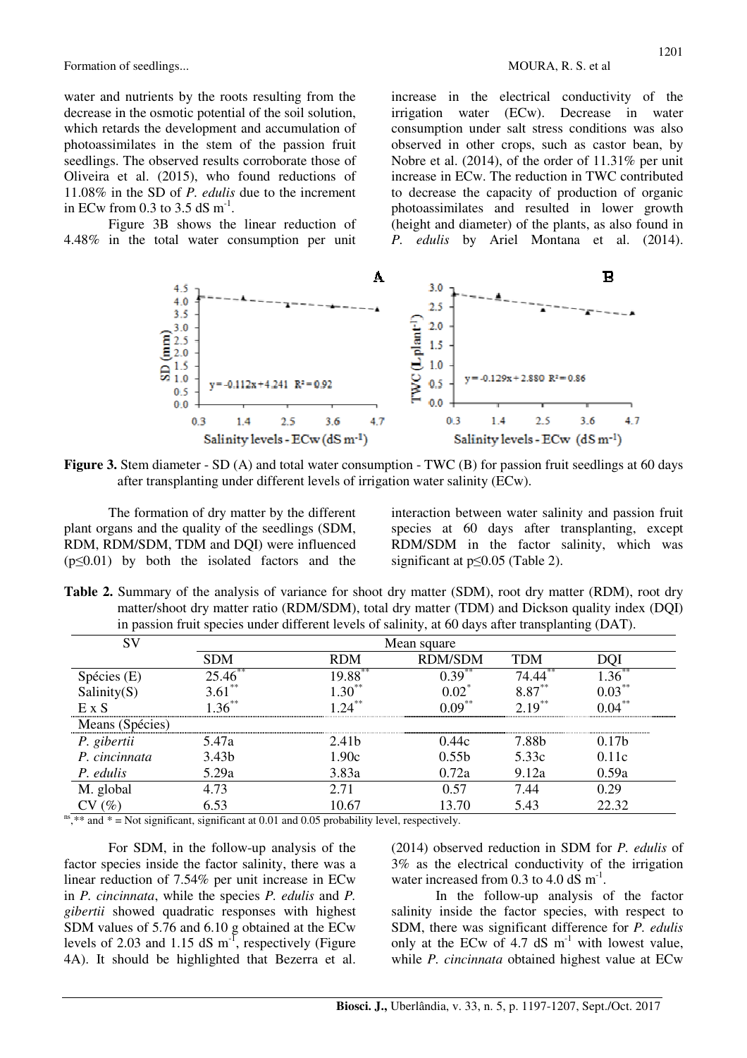water and nutrients by the roots resulting from the decrease in the osmotic potential of the soil solution, which retards the development and accumulation of photoassimilates in the stem of the passion fruit seedlings. The observed results corroborate those of Oliveira et al. (2015), who found reductions of 11.08% in the SD of *P. edulis* due to the increment in ECw from 0.3 to 3.5 dS $m^{-1}$.

Figure 3B shows the linear reduction of 4.48% in the total water consumption per unit increase in the electrical conductivity of the irrigation water (ECw). Decrease in water consumption under salt stress conditions was also observed in other crops, such as castor bean, by Nobre et al. (2014), of the order of 11.31% per unit increase in ECw. The reduction in TWC contributed to decrease the capacity of production of organic photoassimilates and resulted in lower growth (height and diameter) of the plants, as also found in *P. edulis* by Ariel Montana et al. (2014).

**Figure 3.** Stem diameter - SD (A) and total water consumption - TWC (B) for passion fruit seedlings at 60 days after transplanting under different levels of irrigation water salinity (ECw).

The formation of dry matter by the different plant organs and the quality of the seedlings (SDM, RDM, RDM/SDM, TDM and DQI) were influenced ($p \leq 0.01$) by both the isolated factors and the interaction between water salinity and passion fruit species at 60 days after transplanting, except RDM/SDM in the factor salinity, which was significant at $p \leq 0.05$ (Table 2).

**Table 2.** Summary of the analysis of variance for shoot dry matter (SDM), root dry matter (RDM), root dry matter/shoot dry matter ratio (RDM/SDM), total dry matter (TDM) and Dickson quality index (DQI) in passion fruit species under different levels of salinity, at 60 days after transplanting (DAT).

| SV | Mean square | | | | |
|---|---|---|---|---|---|
| | SDM | RDM | RDM/SDM | TDM | DQI |
| Spécies (E) | 25.46** | 19.88** | 0.39** | 74.44** | 1.36** |
| Salinity(S) | 3.61** | 1.30** | 0.02* | 8.87** | 0.03** |
| E x S | 1.36** | 1.24** | 0.09** | 2.19** | 0.04** |
| Means (Spécies) | | | | | |
| *P. gibertii* | 5.47a | 2.41b | 0.44c | 7.88b | 0.17b |
| *P. cincinnata* | 3.43b | 1.90c | 0.55b | 5.33c | 0.11c |
| *P. edulis* | 5.29a | 3.83a | 0.72a | 9.12a | 0.59a |
| M. global | 4.73 | 2.71 | 0.57 | 7.44 | 0.29 |
| CV (%) | 6.53 | 10.67 | 13.70 | 5.43 | 22.32 |

ns, ** and * = Not significant, significant at 0.01 and 0.05 probability level, respectively.

For SDM, in the follow-up analysis of the factor species inside the factor salinity, there was a linear reduction of 7.54% per unit increase in ECw in *P. cincinnata*, while the species *P. edulis* and *P. gibertii* showed quadratic responses with highest SDM values of 5.76 and 6.10 g obtained at the ECw levels of 2.03 and 1.15 dS $m^{-1}$, respectively (Figure 4A). It should be highlighted that Bezerra et al. (2014) observed reduction in SDM for *P. edulis* of 3% as the electrical conductivity of the irrigation water increased from 0.3 to 4.0 dS $m^{-1}$.

In the follow-up analysis of the factor salinity inside the factor species, with respect to SDM, there was significant difference for *P. edulis* only at the ECw of 4.7 dS $m^{-1}$ with lowest value, while *P. cincinnata* obtained highest value at ECw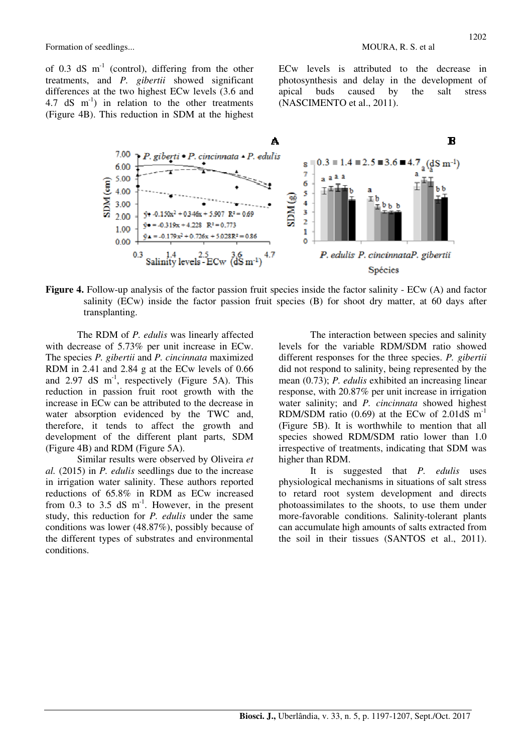of 0.3 dS $m^{-1}$ (control), differing from the other treatments, and *P. gibertii* showed significant differences at the two highest ECw levels (3.6 and 4.7 dS $m^{-1}$) in relation to the other treatments (Figure 4B). This reduction in SDM at the highest ECw levels is attributed to the decrease in photosynthesis and delay in the development of apical buds caused by the salt stress (NASCIMENTO et al., 2011).

**Figure 4.** Follow-up analysis of the factor passion fruit species inside the factor salinity - ECw (A) and factor salinity (ECw) inside the factor passion fruit species (B) for shoot dry matter, at 60 days after transplanting.

The RDM of *P. edulis* was linearly affected with decrease of 5.73% per unit increase in ECw. The species *P. gibertii* and *P. cincinnata* maximized RDM in 2.41 and 2.84 g at the ECw levels of 0.66 and 2.97 dS $m^{-1}$, respectively (Figure 5A). This reduction in passion fruit root growth with the increase in ECw can be attributed to the decrease in water absorption evidenced by the TWC and, therefore, it tends to affect the growth and development of the different plant parts, SDM (Figure 4B) and RDM (Figure 5A).

Similar results were observed by Oliveira *et al.* (2015) in *P. edulis* seedlings due to the increase in irrigation water salinity. These authors reported reductions of 65.8% in RDM as ECw increased from 0.3 to 3.5 dS $m^{-1}$. However, in the present study, this reduction for *P. edulis* under the same conditions was lower (48.87%), possibly because of the different types of substrates and environmental conditions.

The interaction between species and salinity levels for the variable RDM/SDM ratio showed different responses for the three species. *P. gibertii* did not respond to salinity, being represented by the mean (0.73); *P. edulis* exhibited an increasing linear response, with 20.87% per unit increase in irrigation water salinity; and *P. cincinnata* showed highest RDM/SDM ratio (0.69) at the ECw of 2.01dS $m^{-1}$ (Figure 5B). It is worthwhile to mention that all species showed RDM/SDM ratio lower than 1.0 irrespective of treatments, indicating that SDM was higher than RDM.

It is suggested that *P. edulis* uses physiological mechanisms in situations of salt stress to retard root system development and directs photoassimilates to the shoots, to use them under more-favorable conditions. Salinity-tolerant plants can accumulate high amounts of salts extracted from the soil in their tissues (SANTOS et al., 2011).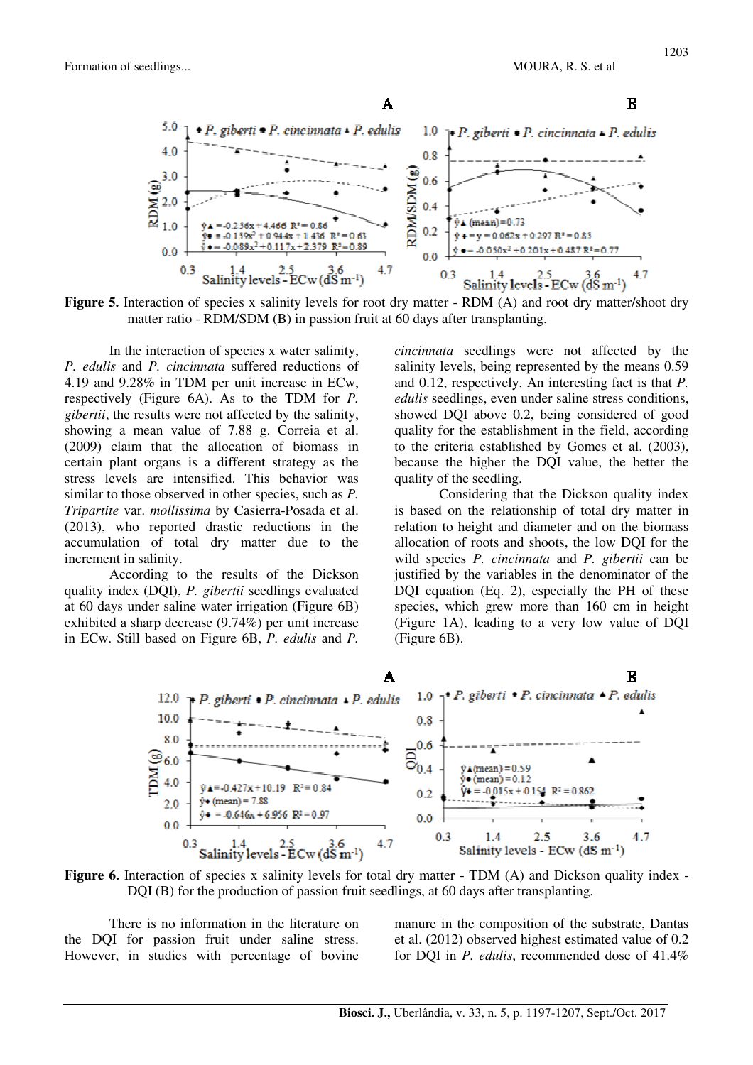**Figure 5.** Interaction of species x salinity levels for root dry matter - RDM (A) and root dry matter/shoot dry matter ratio - RDM/SDM (B) in passion fruit at 60 days after transplanting.

In the interaction of species x water salinity, *P. edulis* and *P. cincinnata* suffered reductions of 4.19 and 9.28% in TDM per unit increase in ECw, respectively (Figure 6A). As to the TDM for *P. gibertii*, the results were not affected by the salinity, showing a mean value of 7.88 g. Correia et al. (2009) claim that the allocation of biomass in certain plant organs is a different strategy as the stress levels are intensified. This behavior was similar to those observed in other species, such as *P. Tripartite* var. *mollissima* by Casierra-Posada et al. (2013), who reported drastic reductions in the accumulation of total dry matter due to the increment in salinity.

According to the results of the Dickson quality index (DQI), *P. gibertii* seedlings evaluated at 60 days under saline water irrigation (Figure 6B) exhibited a sharp decrease (9.74%) per unit increase in ECw. Still based on Figure 6B, *P. edulis* and *P. cincinnata* seedlings were not affected by the salinity levels, being represented by the means 0.59 and 0.12, respectively. An interesting fact is that *P. edulis* seedlings, even under saline stress conditions, showed DQI above 0.2, being considered of good quality for the establishment in the field, according to the criteria established by Gomes et al. (2003), because the higher the DQI value, the better the quality of the seedling.

Considering that the Dickson quality index is based on the relationship of total dry matter in relation to height and diameter and on the biomass allocation of roots and shoots, the low DQI for the wild species *P. cincinnata* and *P. gibertii* can be justified by the variables in the denominator of the DQI equation (Eq. 2), especially the PH of these species, which grew more than 160 cm in height (Figure 1A), leading to a very low value of DQI (Figure 6B).

**Figure 6.** Interaction of species x salinity levels for total dry matter - TDM (A) and Dickson quality index - DQI (B) for the production of passion fruit seedlings, at 60 days after transplanting.

There is no information in the literature on the DQI for passion fruit under saline stress. However, in studies with percentage of bovine manure in the composition of the substrate, Dantas et al. (2012) observed highest estimated value of 0.2 for DQI in *P. edulis*, recommended dose of 41.4%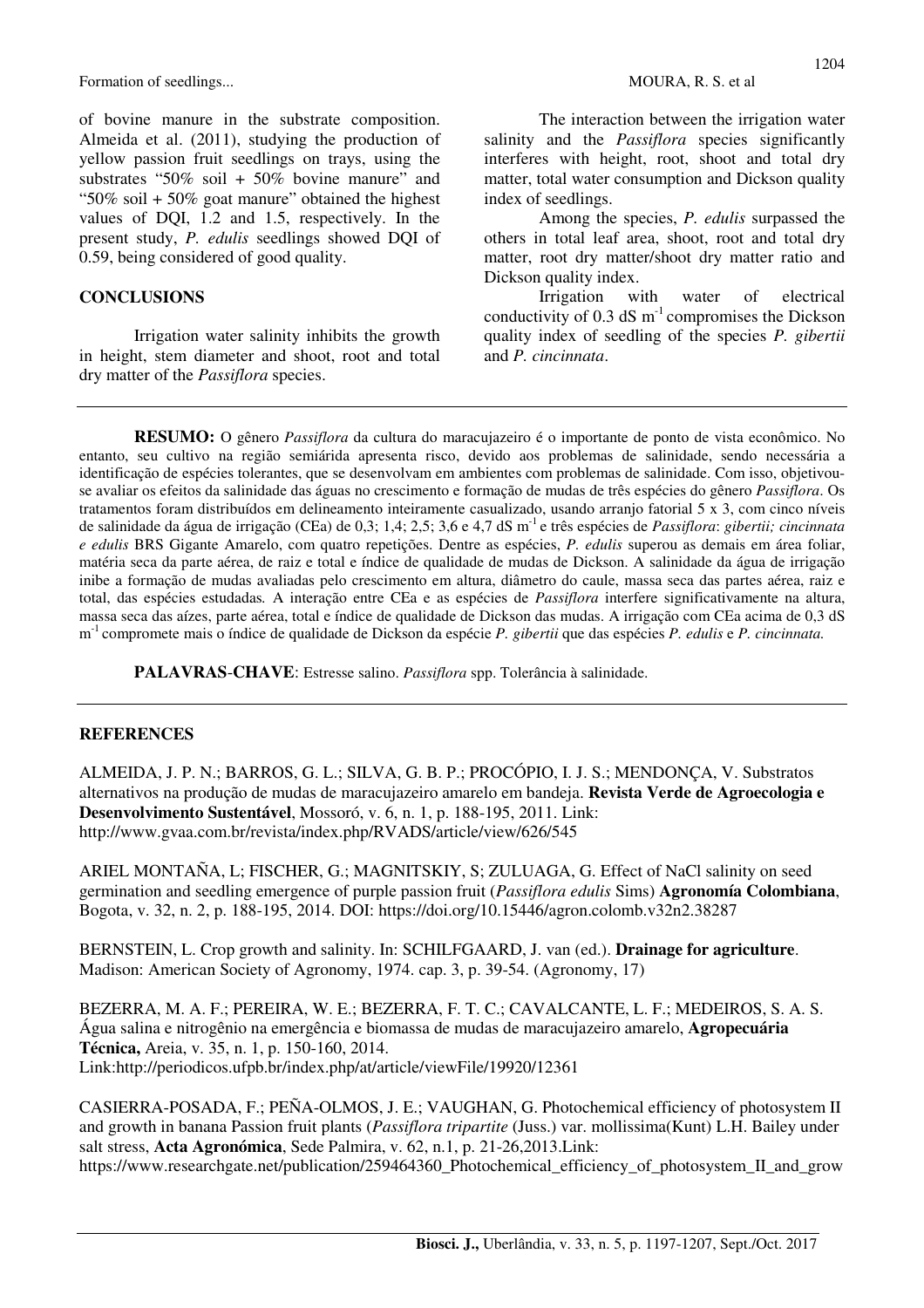of bovine manure in the substrate composition. Almeida et al. (2011), studying the production of yellow passion fruit seedlings on trays, using the substrates "50% soil + 50% bovine manure" and "50% soil + 50% goat manure" obtained the highest values of DQI, 1.2 and 1.5, respectively. In the present study, *P. edulis* seedlings showed DQI of 0.59, being considered of good quality.

## CONCLUSIONS

Irrigation water salinity inhibits the growth in height, stem diameter and shoot, root and total dry matter of the *Passiflora* species.

The interaction between the irrigation water salinity and the *Passiflora* species significantly interferes with height, root, shoot and total dry matter, total water consumption and Dickson quality index of seedlings.

Among the species, *P. edulis* surpassed the others in total leaf area, shoot, root and total dry matter, root dry matter/shoot dry matter ratio and Dickson quality index.

Irrigation with water of electrical conductivity of 0.3 dS $m^{-1}$ compromises the Dickson quality index of seedling of the species *P. gibertii* and *P. cincinnata*.

---

**RESUMO:** O gênero *Passiflora* da cultura do maracujazeiro é o importante de ponto de vista econômico. No entanto, seu cultivo na região semiárida apresenta risco, devido aos problemas de salinidade, sendo necessária a identificação de espécies tolerantes, que se desenvolvam em ambientes com problemas de salinidade. Com isso, objetivou-se avaliar os efeitos da salinidade das águas no crescimento e formação de mudas de três espécies do gênero *Passiflora*. Os tratamentos foram distribuídos em delineamento inteiramente casualizado, usando arranjo fatorial 5 x 3, com cinco níveis de salinidade da água de irrigação (CEa) de 0,3; 1,4; 2,5; 3,6 e 4,7 dS $m^{-1}$ e três espécies de *Passiflora*: *gibertii; cincinnata e edulis* BRS Gigante Amarelo, com quatro repetições. Dentre as espécies, *P. edulis* superou as demais em área foliar, matéria seca da parte aérea, de raiz e total e índice de qualidade de mudas de Dickson. A salinidade da água de irrigação inibe a formação de mudas avaliadas pelo crescimento em altura, diâmetro do caule, massa seca das partes aérea, raiz e total, das espécies estudadas. A interação entre CEa e as espécies de *Passiflora* interfere significativamente na altura, massa seca das aízes, parte aérea, total e índice de qualidade de Dickson das mudas. A irrigação com CEa acima de 0,3 dS $m^{-1}$ compromete mais o índice de qualidade de Dickson da espécie *P. gibertii* que das espécies *P. edulis* e *P. cincinnata.*

**PALAVRAS-CHAVE**: Estresse salino. *Passiflora* spp. Tolerância à salinidade.

---

## REFERENCES

ALMEIDA, J. P. N.; BARROS, G. L.; SILVA, G. B. P.; PROCÓPIO, I. J. S.; MENDONÇA, V. Substratos alternativos na produção de mudas de maracujazeiro amarelo em bandeja. **Revista Verde de Agroecologia e Desenvolvimento Sustentável**, Mossoró, v. 6, n. 1, p. 188-195, 2011. Link: http://www.gvaa.com.br/revista/index.php/RVADS/article/view/626/545

ARIEL MONTAÑA, L; FISCHER, G.; MAGNITSKIY, S; ZULUAGA, G. Effect of NaCl salinity on seed germination and seedling emergence of purple passion fruit (*Passiflora edulis* Sims) **Agronomía Colombiana**, Bogota, v. 32, n. 2, p. 188-195, 2014. DOI: https://doi.org/10.15446/agron.colomb.v32n2.38287

BERNSTEIN, L. Crop growth and salinity. In: SCHILFGAARD, J. van (ed.). **Drainage for agriculture**. Madison: American Society of Agronomy, 1974. cap. 3, p. 39-54. (Agronomy, 17)

BEZERRA, M. A. F.; PEREIRA, W. E.; BEZERRA, F. T. C.; CAVALCANTE, L. F.; MEDEIROS, S. A. S. Água salina e nitrogênio na emergência e biomassa de mudas de maracujazeiro amarelo, **Agropecuária Técnica,** Areia, v. 35, n. 1, p. 150-160, 2014. Link:http://periodicos.ufpb.br/index.php/at/article/viewFile/19920/12361

CASIERRA-POSADA, F.; PEÑA-OLMOS, J. E.; VAUGHAN, G. Photochemical efficiency of photosystem II and growth in banana Passion fruit plants (*Passiflora tripartite* (Juss.) var. mollissima(Kunt) L.H. Bailey under salt stress, **Acta Agronómica**, Sede Palmira, v. 62, n.1, p. 21-26,2013.Link: https://www.researchgate.net/publication/259464360_Photochemical_efficiency_of_photosystem_II_and_grow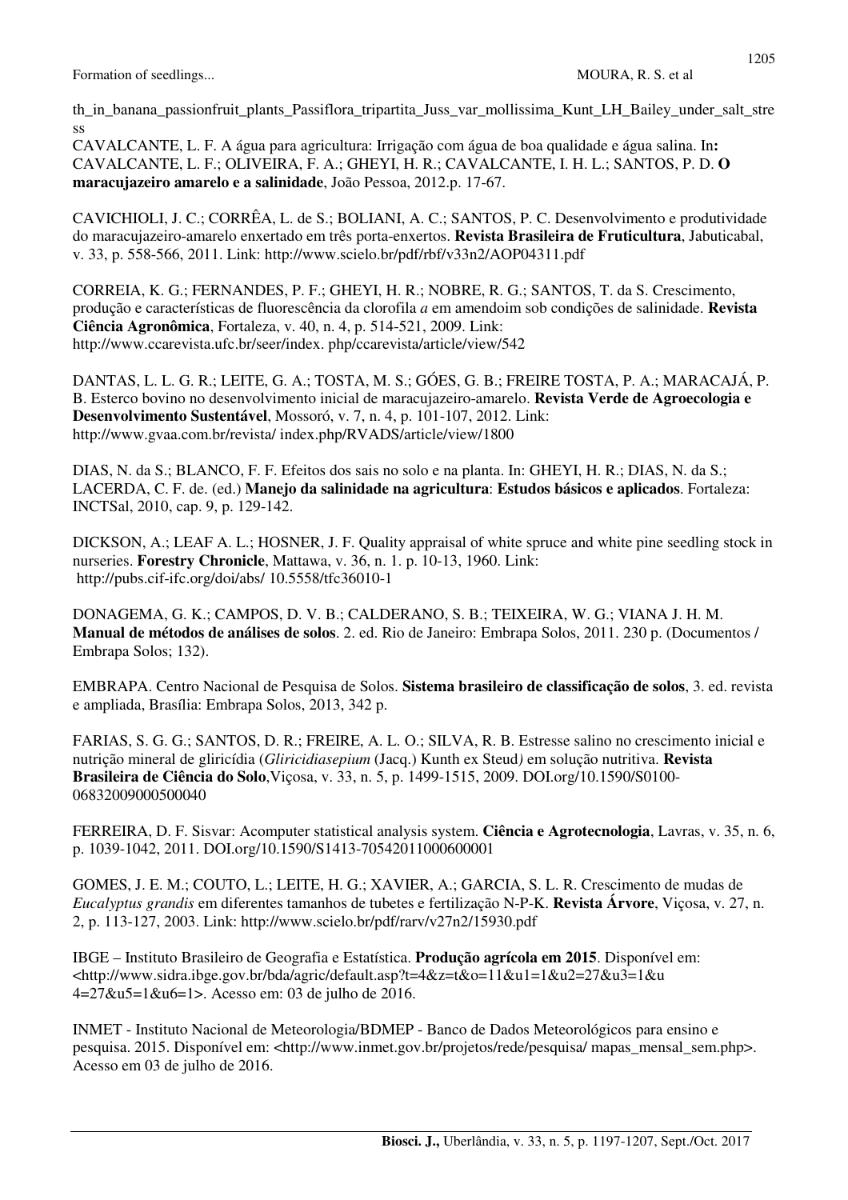th_in_banana_passionfruit_plants_Passiflora_tripartita_Juss_var_mollissima_Kunt_LH_Bailey_under_salt_stress

CAVALCANTE, L. F. A água para agricultura: Irrigação com água de boa qualidade e água salina. In**:** CAVALCANTE, L. F.; OLIVEIRA, F. A.; GHEYI, H. R.; CAVALCANTE, I. H. L.; SANTOS, P. D. **O maracujazeiro amarelo e a salinidade**, João Pessoa, 2012.p. 17-67.

CAVICHIOLI, J. C.; CORRÊA, L. de S.; BOLIANI, A. C.; SANTOS, P. C. Desenvolvimento e produtividade do maracujazeiro-amarelo enxertado em três porta-enxertos. **Revista Brasileira de Fruticultura**, Jabuticabal, v. 33, p. 558-566, 2011. Link: http://www.scielo.br/pdf/rbf/v33n2/AOP04311.pdf

CORREIA, K. G.; FERNANDES, P. F.; GHEYI, H. R.; NOBRE, R. G.; SANTOS, T. da S. Crescimento, produção e características de fluorescência da clorofila *a* em amendoim sob condições de salinidade. **Revista Ciência Agronômica**, Fortaleza, v. 40, n. 4, p. 514-521, 2009. Link: http://www.ccarevista.ufc.br/seer/index. php/ccarevista/article/view/542

DANTAS, L. L. G. R.; LEITE, G. A.; TOSTA, M. S.; GÓES, G. B.; FREIRE TOSTA, P. A.; MARACAJÁ, P. B. Esterco bovino no desenvolvimento inicial de maracujazeiro-amarelo. **Revista Verde de Agroecologia e Desenvolvimento Sustentável**, Mossoró, v. 7, n. 4, p. 101-107, 2012. Link: http://www.gvaa.com.br/revista/ index.php/RVADS/article/view/1800

DIAS, N. da S.; BLANCO, F. F. Efeitos dos sais no solo e na planta. In: GHEYI, H. R.; DIAS, N. da S.; LACERDA, C. F. de. (ed.) **Manejo da salinidade na agricultura**: **Estudos básicos e aplicados**. Fortaleza: INCTSal, 2010, cap. 9, p. 129-142.

DICKSON, A.; LEAF A. L.; HOSNER, J. F. Quality appraisal of white spruce and white pine seedling stock in nurseries. **Forestry Chronicle**, Mattawa, v. 36, n. 1. p. 10-13, 1960. Link: http://pubs.cif-ifc.org/doi/abs/ 10.5558/tfc36010-1

DONAGEMA, G. K.; CAMPOS, D. V. B.; CALDERANO, S. B.; TEIXEIRA, W. G.; VIANA J. H. M. **Manual de métodos de análises de solos**. 2. ed. Rio de Janeiro: Embrapa Solos, 2011. 230 p. (Documentos / Embrapa Solos; 132).

EMBRAPA. Centro Nacional de Pesquisa de Solos. **Sistema brasileiro de classificação de solos**, 3. ed. revista e ampliada, Brasília: Embrapa Solos, 2013, 342 p.

FARIAS, S. G. G.; SANTOS, D. R.; FREIRE, A. L. O.; SILVA, R. B. Estresse salino no crescimento inicial e nutrição mineral de gliricídia (*Gliricidiasepium* (Jacq.) Kunth ex Steud*)* em solução nutritiva. **Revista Brasileira de Ciência do Solo**,Viçosa, v. 33, n. 5, p. 1499-1515, 2009. DOI.org/10.1590/S0100-06832009000500040

FERREIRA, D. F. Sisvar: Acomputer statistical analysis system. **Ciência e Agrotecnologia**, Lavras, v. 35, n. 6, p. 1039-1042, 2011. DOI.org/10.1590/S1413-70542011000600001

GOMES, J. E. M.; COUTO, L.; LEITE, H. G.; XAVIER, A.; GARCIA, S. L. R. Crescimento de mudas de *Eucalyptus grandis* em diferentes tamanhos de tubetes e fertilização N-P-K. **Revista Árvore**, Viçosa, v. 27, n. 2, p. 113-127, 2003. Link: http://www.scielo.br/pdf/rarv/v27n2/15930.pdf

IBGE – Instituto Brasileiro de Geografia e Estatística. **Produção agrícola em 2015**. Disponível em: <http://www.sidra.ibge.gov.br/bda/agric/default.asp?t=4&z=t&o=11&u1=1&u2=27&u3=1&u 4=27&u5=1&u6=1>. Acesso em: 03 de julho de 2016.

INMET - Instituto Nacional de Meteorologia/BDMEP - Banco de Dados Meteorológicos para ensino e pesquisa. 2015. Disponível em: <http://www.inmet.gov.br/projetos/rede/pesquisa/ mapas_mensal_sem.php>. Acesso em 03 de julho de 2016.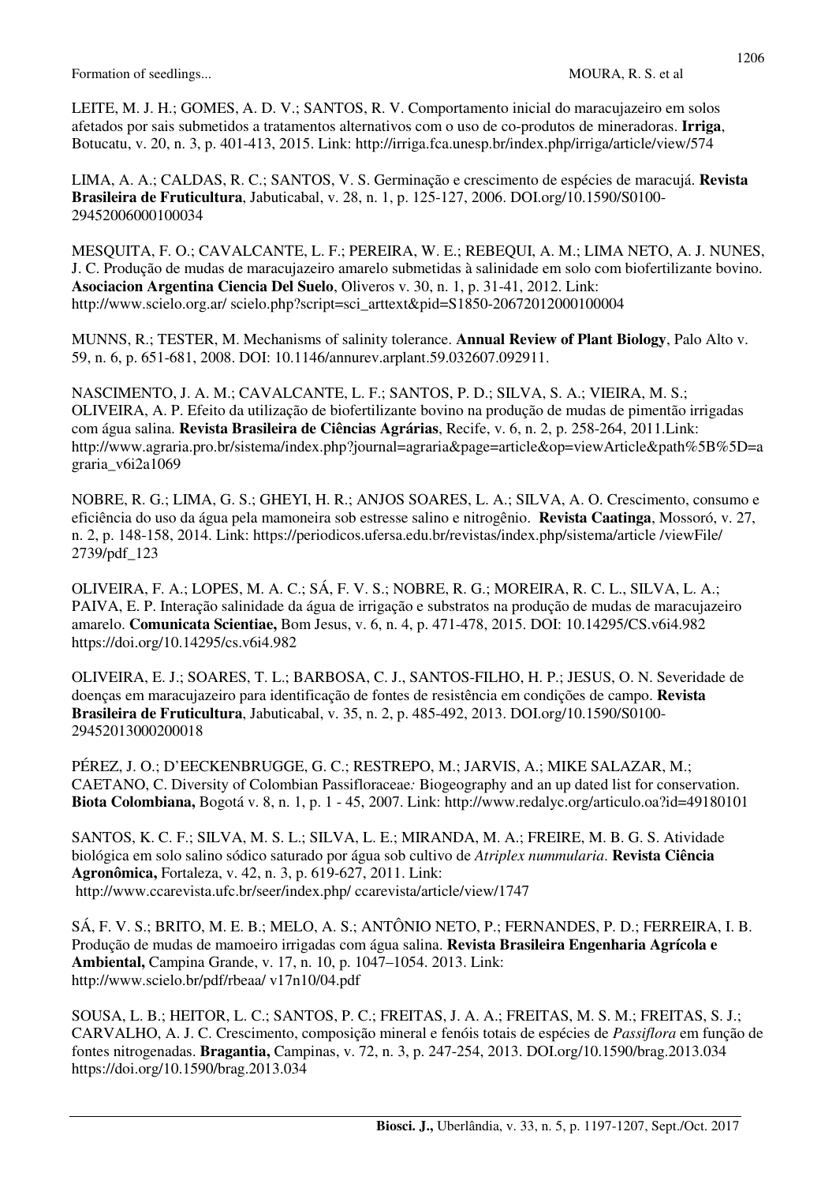LEITE, M. J. H.; GOMES, A. D. V.; SANTOS, R. V. Comportamento inicial do maracujazeiro em solos afetados por sais submetidos a tratamentos alternativos com o uso de co-produtos de mineradoras. **Irriga**, Botucatu, v. 20, n. 3, p. 401-413, 2015. Link: http://irriga.fca.unesp.br/index.php/irriga/article/view/574

LIMA, A. A.; CALDAS, R. C.; SANTOS, V. S. Germinação e crescimento de espécies de maracujá. **Revista Brasileira de Fruticultura**, Jabuticabal, v. 28, n. 1, p. 125-127, 2006. DOI.org/10.1590/S0100-29452006000100034

MESQUITA, F. O.; CAVALCANTE, L. F.; PEREIRA, W. E.; REBEQUI, A. M.; LIMA NETO, A. J. NUNES, J. C. Produção de mudas de maracujazeiro amarelo submetidas à salinidade em solo com biofertilizante bovino. **Asociacion Argentina Ciencia Del Suelo**, Oliveros v. 30, n. 1, p. 31-41, 2012. Link: http://www.scielo.org.ar/ scielo.php?script=sci_arttext&pid=S1850-20672012000100004

MUNNS, R.; TESTER, M. Mechanisms of salinity tolerance. **Annual Review of Plant Biology**, Palo Alto v. 59, n. 6, p. 651-681, 2008. DOI: 10.1146/annurev.arplant.59.032607.092911.

NASCIMENTO, J. A. M.; CAVALCANTE, L. F.; SANTOS, P. D.; SILVA, S. A.; VIEIRA, M. S.; OLIVEIRA, A. P. Efeito da utilização de biofertilizante bovino na produção de mudas de pimentão irrigadas com água salina. **Revista Brasileira de Ciências Agrárias**, Recife, v. 6, n. 2, p. 258-264, 2011.Link: http://www.agraria.pro.br/sistema/index.php?journal=agraria&page=article&op=viewArticle&path%5B%5D=agraria_v6i2a1069

NOBRE, R. G.; LIMA, G. S.; GHEYI, H. R.; ANJOS SOARES, L. A.; SILVA, A. O. Crescimento, consumo e eficiência do uso da água pela mamoneira sob estresse salino e nitrogênio. **Revista Caatinga**, Mossoró, v. 27, n. 2, p. 148-158, 2014. Link: https://periodicos.ufersa.edu.br/revistas/index.php/sistema/article /viewFile/ 2739/pdf_123

OLIVEIRA, F. A.; LOPES, M. A. C.; SÁ, F. V. S.; NOBRE, R. G.; MOREIRA, R. C. L., SILVA, L. A.; PAIVA, E. P. Interação salinidade da água de irrigação e substratos na produção de mudas de maracujazeiro amarelo. **Comunicata Scientiae,** Bom Jesus, v. 6, n. 4, p. 471-478, 2015. DOI: 10.14295/CS.v6i4.982 https://doi.org/10.14295/cs.v6i4.982

OLIVEIRA, E. J.; SOARES, T. L.; BARBOSA, C. J., SANTOS-FILHO, H. P.; JESUS, O. N. Severidade de doenças em maracujazeiro para identificação de fontes de resistência em condições de campo. **Revista Brasileira de Fruticultura**, Jabuticabal, v. 35, n. 2, p. 485-492, 2013. DOI.org/10.1590/S0100-29452013000200018

PÉREZ, J. O.; D'EECKENBRUGGE, G. C.; RESTREPO, M.; JARVIS, A.; MIKE SALAZAR, M.; CAETANO, C. Diversity of Colombian Passifloraceae*:* Biogeography and an up dated list for conservation. **Biota Colombiana,** Bogotá v. 8, n. 1, p. 1 - 45, 2007. Link: http://www.redalyc.org/articulo.oa?id=49180101

SANTOS, K. C. F.; SILVA, M. S. L.; SILVA, L. E.; MIRANDA, M. A.; FREIRE, M. B. G. S. Atividade biológica em solo salino sódico saturado por água sob cultivo de *Atriplex nummularia*. **Revista Ciência Agronômica,** Fortaleza, v. 42, n. 3, p. 619-627, 2011. Link: http://www.ccarevista.ufc.br/seer/index.php/ ccarevista/article/view/1747

SÁ, F. V. S.; BRITO, M. E. B.; MELO, A. S.; ANTÔNIO NETO, P.; FERNANDES, P. D.; FERREIRA, I. B. Produção de mudas de mamoeiro irrigadas com água salina. **Revista Brasileira Engenharia Agrícola e Ambiental,** Campina Grande, v. 17, n. 10, p. 1047–1054. 2013. Link: http://www.scielo.br/pdf/rbeaa/ v17n10/04.pdf

SOUSA, L. B.; HEITOR, L. C.; SANTOS, P. C.; FREITAS, J. A. A.; FREITAS, M. S. M.; FREITAS, S. J.; CARVALHO, A. J. C. Crescimento, composição mineral e fenóis totais de espécies de *Passiflora* em função de fontes nitrogenadas. **Bragantia,** Campinas, v. 72, n. 3, p. 247-254, 2013. DOI.org/10.1590/brag.2013.034 https://doi.org/10.1590/brag.2013.034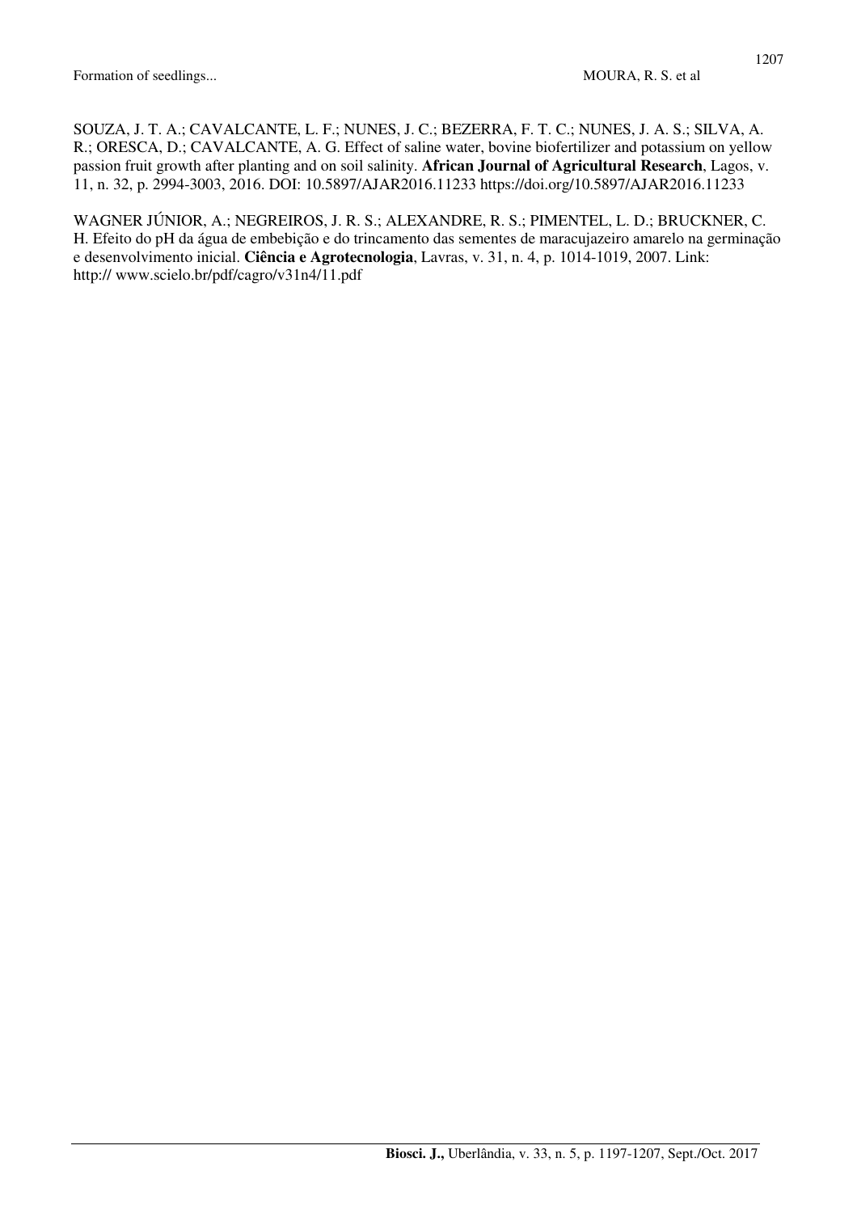SOUZA, J. T. A.; CAVALCANTE, L. F.; NUNES, J. C.; BEZERRA, F. T. C.; NUNES, J. A. S.; SILVA, A. R.; ORESCA, D.; CAVALCANTE, A. G. Effect of saline water, bovine biofertilizer and potassium on yellow passion fruit growth after planting and on soil salinity. **African Journal of Agricultural Research**, Lagos, v. 11, n. 32, p. 2994-3003, 2016. DOI: 10.5897/AJAR2016.11233 https://doi.org/10.5897/AJAR2016.11233

WAGNER JÚNIOR, A.; NEGREIROS, J. R. S.; ALEXANDRE, R. S.; PIMENTEL, L. D.; BRUCKNER, C. H. Efeito do pH da água de embebição e do trincamento das sementes de maracujazeiro amarelo na germinação e desenvolvimento inicial. **Ciência e Agrotecnologia**, Lavras, v. 31, n. 4, p. 1014-1019, 2007. Link: http:// www.scielo.br/pdf/cagro/v31n4/11.pdf